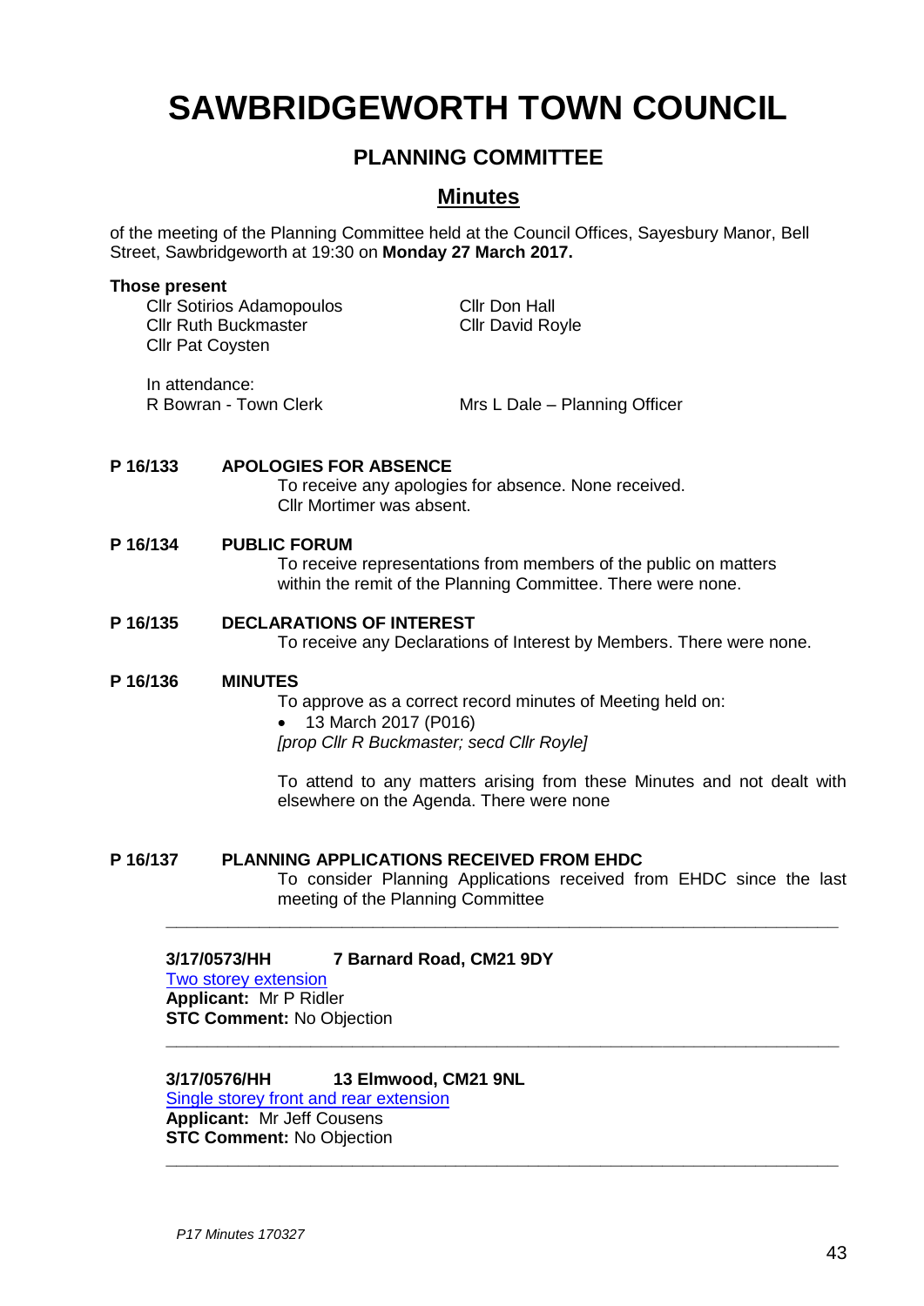# SAWBRIDGEWORTH TOWN COUNCIL

## PLANNING COMMITTEE

## Minutes

of the meeting of the Planning Committee held at the Council Offices, Sayesbury Manor, Bell Street, Sawbridgeworth at 19:30 on **Monday 27 March 2017.**

**Those present**

Cllr Sotirios Adamopoulos
Cllr Ruth Buckmaster
Cllr Pat Coysten
Cllr Don Hall
Cllr David Royle

In attendance:
R Bowran - Town Clerk
Mrs L Dale – Planning Officer

**P 16/133 APOLOGIES FOR ABSENCE**

To receive any apologies for absence. None received.
Cllr Mortimer was absent.

**P 16/134 PUBLIC FORUM**

To receive representations from members of the public on matters within the remit of the Planning Committee. There were none.

**P 16/135 DECLARATIONS OF INTEREST**

To receive any Declarations of Interest by Members. There were none.

**P 16/136 MINUTES**

To approve as a correct record minutes of Meeting held on:

- 13 March 2017 (P016)

*[prop Cllr R Buckmaster; secd Cllr Royle]*

To attend to any matters arising from these Minutes and not dealt with elsewhere on the Agenda. There were none

**P 16/137 PLANNING APPLICATIONS RECEIVED FROM EHDC**

To consider Planning Applications received from EHDC since the last meeting of the Planning Committee

---

**3/17/0573/HH 7 Barnard Road, CM21 9DY**
Two storey extension
**Applicant:** Mr P Ridler
**STC Comment:** No Objection

---

**3/17/0576/HH 13 Elmwood, CM21 9NL**
Single storey front and rear extension
**Applicant:** Mr Jeff Cousens
**STC Comment:** No Objection

---

*P17 Minutes 170327*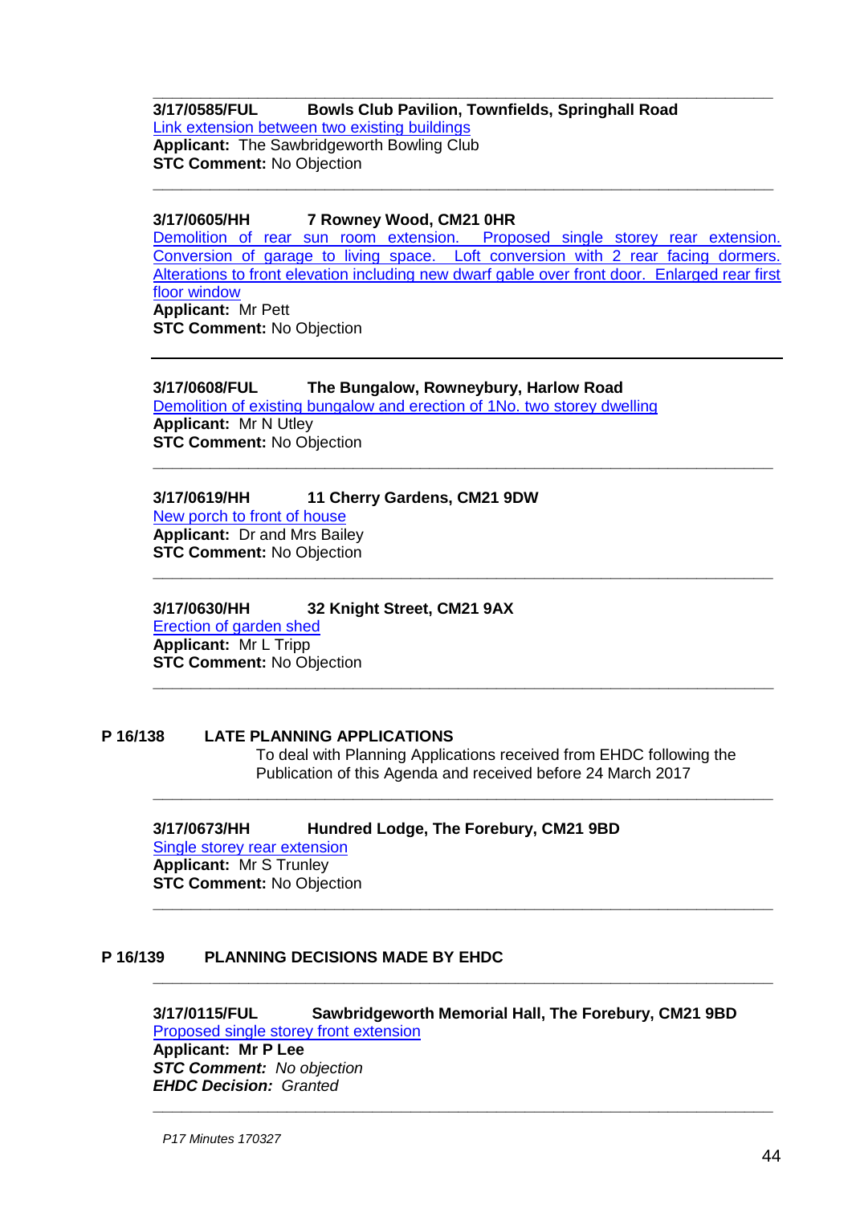---

**3/17/0585/FUL Bowls Club Pavilion, Townfields, Springhall Road**
Link extension between two existing buildings
**Applicant:** The Sawbridgeworth Bowling Club
**STC Comment:** No Objection

---

**3/17/0605/HH 7 Rowney Wood, CM21 0HR**
Demolition of rear sun room extension. Proposed single storey rear extension. Conversion of garage to living space. Loft conversion with 2 rear facing dormers. Alterations to front elevation including new dwarf gable over front door. Enlarged rear first floor window
**Applicant:** Mr Pett
**STC Comment:** No Objection

---

**3/17/0608/FUL The Bungalow, Rowneybury, Harlow Road**
Demolition of existing bungalow and erection of 1No. two storey dwelling
**Applicant:** Mr N Utley
**STC Comment:** No Objection

---

**3/17/0619/HH 11 Cherry Gardens, CM21 9DW**
New porch to front of house
**Applicant:** Dr and Mrs Bailey
**STC Comment:** No Objection

---

**3/17/0630/HH 32 Knight Street, CM21 9AX**
Erection of garden shed
**Applicant:** Mr L Tripp
**STC Comment:** No Objection

---

**P 16/138 LATE PLANNING APPLICATIONS**

To deal with Planning Applications received from EHDC following the Publication of this Agenda and received before 24 March 2017

---

**3/17/0673/HH Hundred Lodge, The Forebury, CM21 9BD**
Single storey rear extension
**Applicant:** Mr S Trunley
**STC Comment:** No Objection

---

**P 16/139 PLANNING DECISIONS MADE BY EHDC**

---

**3/17/0115/FUL Sawbridgeworth Memorial Hall, The Forebury, CM21 9BD**
Proposed single storey front extension
**Applicant: Mr P Lee**
***STC Comment:*** *No objection*
***EHDC Decision:*** *Granted*

---

*P17 Minutes 170327*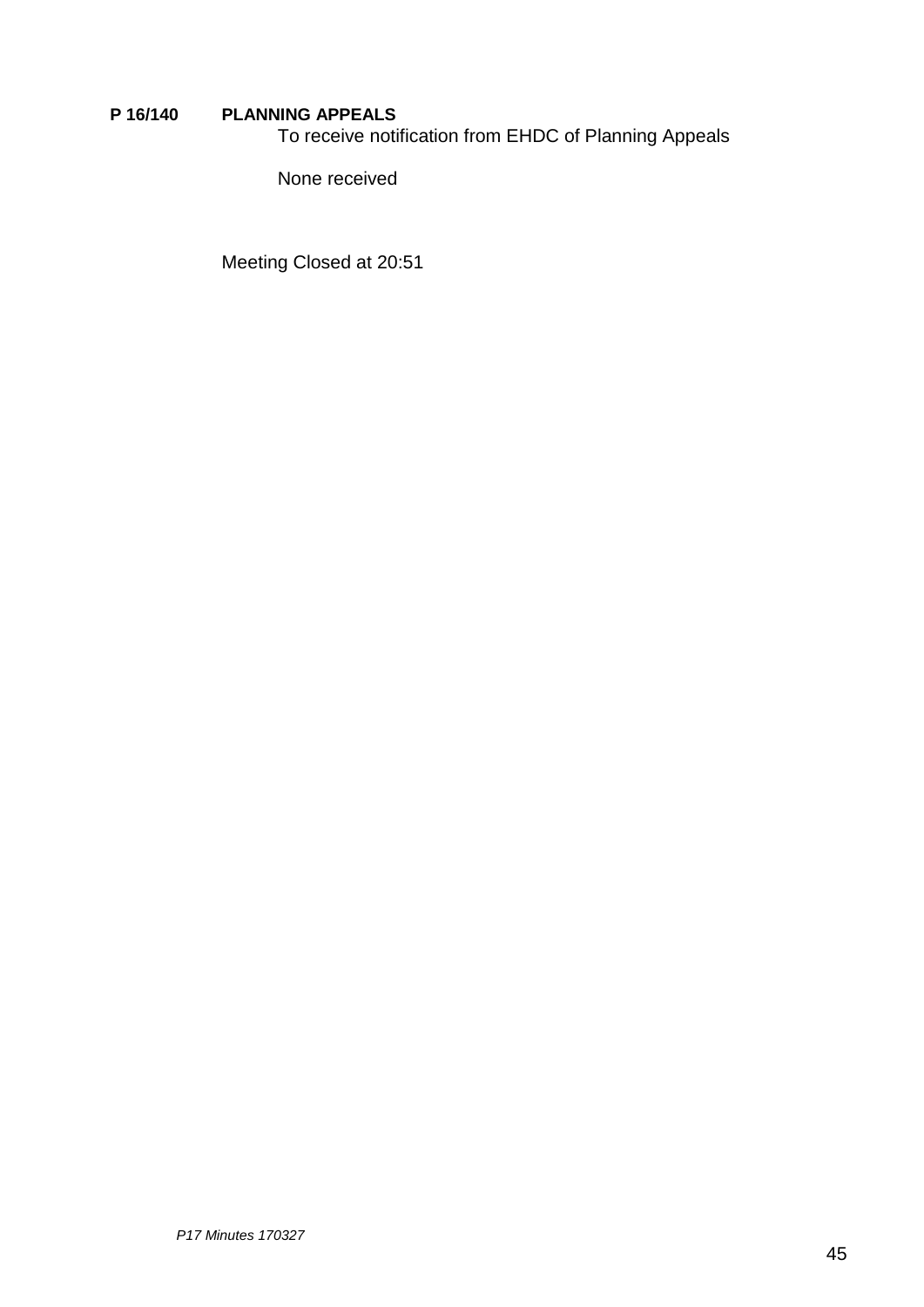**P 16/140 PLANNING APPEALS**

To receive notification from EHDC of Planning Appeals

None received

Meeting Closed at 20:51